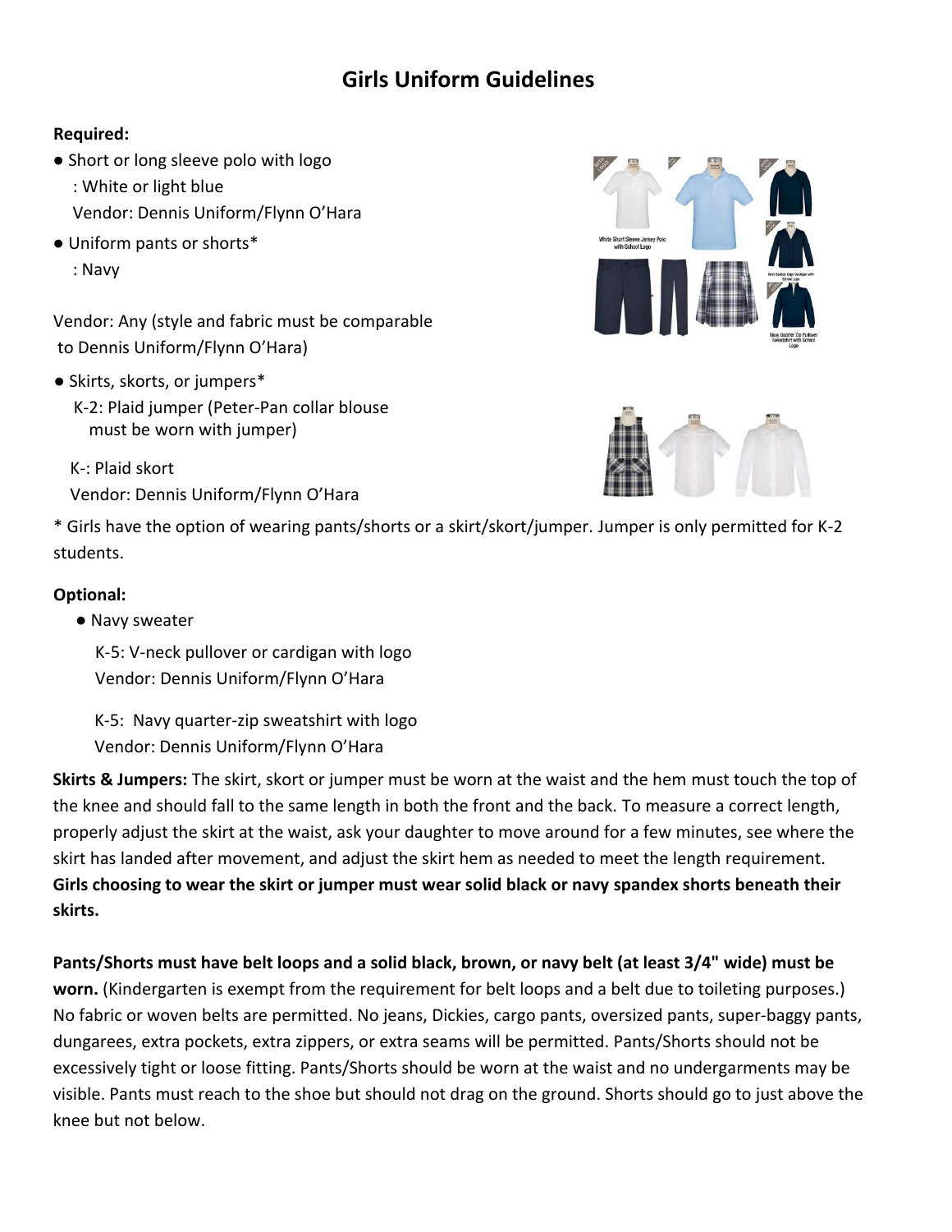# Girls Uniform Guidelines

**Required:**

- Short or long sleeve polo with logo
  : White or light blue
  Vendor: Dennis Uniform/Flynn O'Hara
- Uniform pants or shorts*
  : Navy

Vendor: Any (style and fabric must be comparable to Dennis Uniform/Flynn O'Hara)

- Skirts, skorts, or jumpers*
  K-2: Plaid jumper (Peter-Pan collar blouse must be worn with jumper)

  K-: Plaid skort
  Vendor: Dennis Uniform/Flynn O'Hara

* Girls have the option of wearing pants/shorts or a skirt/skort/jumper. Jumper is only permitted for K-2 students.

**Optional:**

- Navy sweater

  K-5: V-neck pullover or cardigan with logo
  Vendor: Dennis Uniform/Flynn O'Hara

  K-5: Navy quarter-zip sweatshirt with logo
  Vendor: Dennis Uniform/Flynn O'Hara

**Skirts & Jumpers:** The skirt, skort or jumper must be worn at the waist and the hem must touch the top of the knee and should fall to the same length in both the front and the back. To measure a correct length, properly adjust the skirt at the waist, ask your daughter to move around for a few minutes, see where the skirt has landed after movement, and adjust the skirt hem as needed to meet the length requirement. **Girls choosing to wear the skirt or jumper must wear solid black or navy spandex shorts beneath their skirts.**

**Pants/Shorts must have belt loops and a solid black, brown, or navy belt (at least 3/4" wide) must be worn.** (Kindergarten is exempt from the requirement for belt loops and a belt due to toileting purposes.) No fabric or woven belts are permitted. No jeans, Dickies, cargo pants, oversized pants, super-baggy pants, dungarees, extra pockets, extra zippers, or extra seams will be permitted. Pants/Shorts should not be excessively tight or loose fitting. Pants/Shorts should be worn at the waist and no undergarments may be visible. Pants must reach to the shoe but should not drag on the ground. Shorts should go to just above the knee but not below.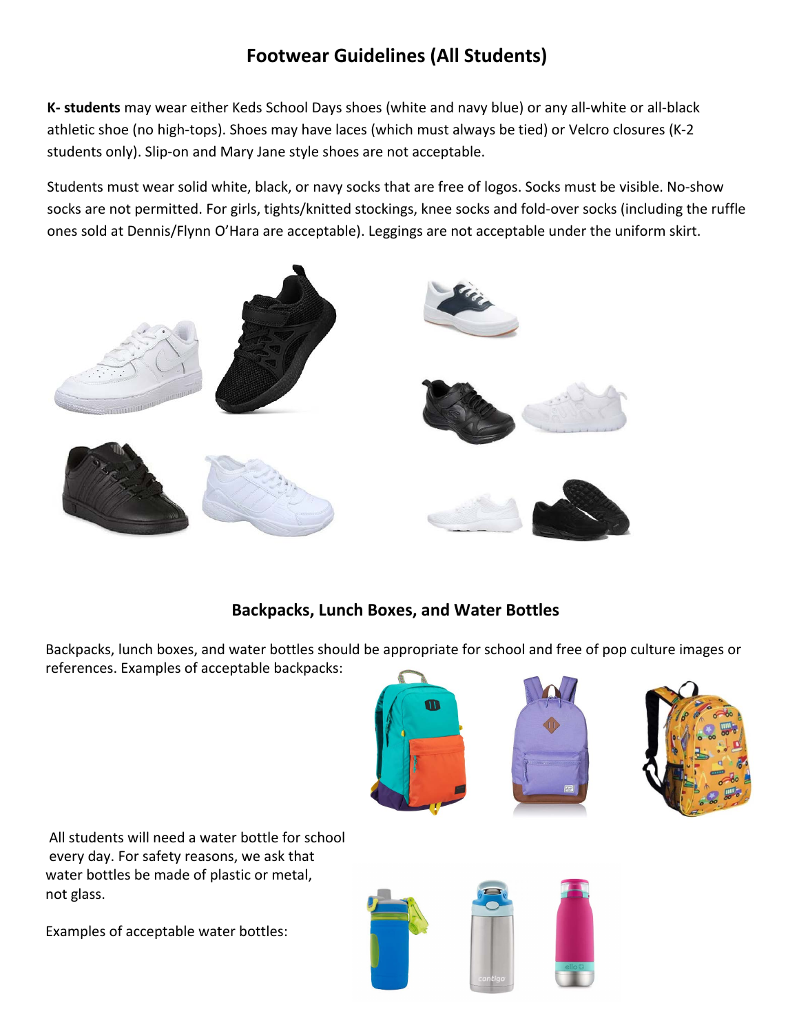## Footwear Guidelines (All Students)

**K- students** may wear either Keds School Days shoes (white and navy blue) or any all-white or all-black athletic shoe (no high-tops). Shoes may have laces (which must always be tied) or Velcro closures (K-2 students only). Slip-on and Mary Jane style shoes are not acceptable.

Students must wear solid white, black, or navy socks that are free of logos. Socks must be visible. No-show socks are not permitted. For girls, tights/knitted stockings, knee socks and fold-over socks (including the ruffle ones sold at Dennis/Flynn O'Hara are acceptable). Leggings are not acceptable under the uniform skirt.

## Backpacks, Lunch Boxes, and Water Bottles

Backpacks, lunch boxes, and water bottles should be appropriate for school and free of pop culture images or references. Examples of acceptable backpacks:

All students will need a water bottle for school every day. For safety reasons, we ask that water bottles be made of plastic or metal, not glass.

Examples of acceptable water bottles: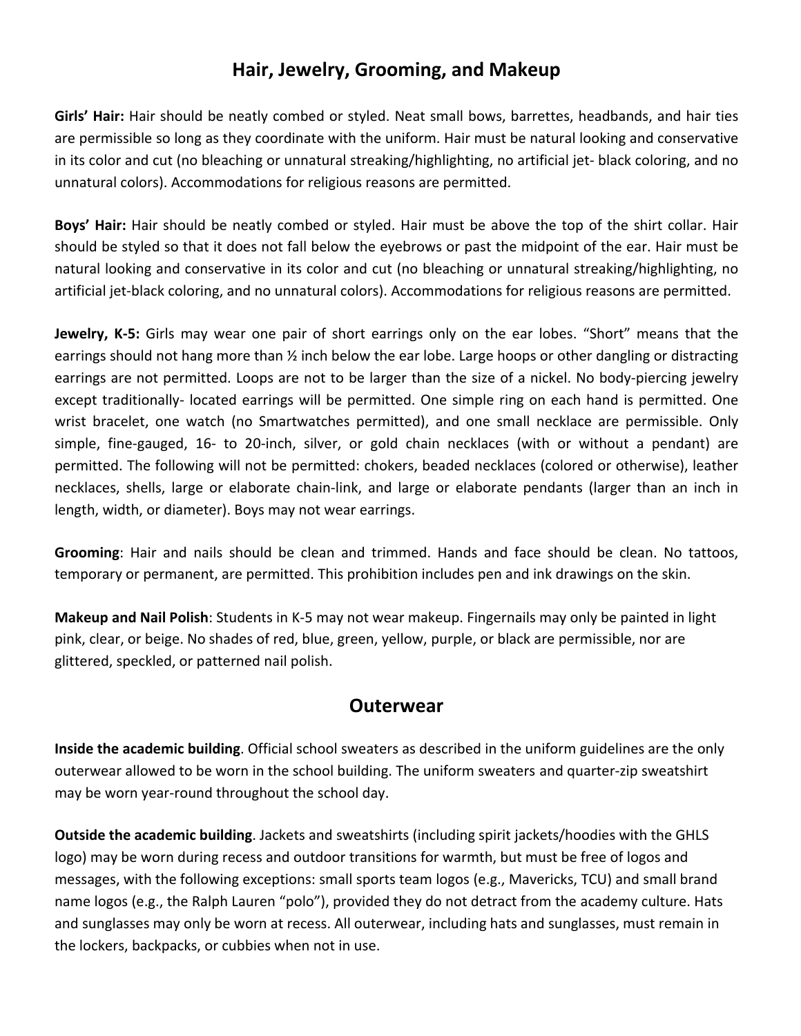## Hair, Jewelry, Grooming, and Makeup

**Girls' Hair:** Hair should be neatly combed or styled. Neat small bows, barrettes, headbands, and hair ties are permissible so long as they coordinate with the uniform. Hair must be natural looking and conservative in its color and cut (no bleaching or unnatural streaking/highlighting, no artificial jet- black coloring, and no unnatural colors). Accommodations for religious reasons are permitted.

**Boys' Hair:** Hair should be neatly combed or styled. Hair must be above the top of the shirt collar. Hair should be styled so that it does not fall below the eyebrows or past the midpoint of the ear. Hair must be natural looking and conservative in its color and cut (no bleaching or unnatural streaking/highlighting, no artificial jet-black coloring, and no unnatural colors). Accommodations for religious reasons are permitted.

**Jewelry, K-5:** Girls may wear one pair of short earrings only on the ear lobes. "Short" means that the earrings should not hang more than ½ inch below the ear lobe. Large hoops or other dangling or distracting earrings are not permitted. Loops are not to be larger than the size of a nickel. No body-piercing jewelry except traditionally- located earrings will be permitted. One simple ring on each hand is permitted. One wrist bracelet, one watch (no Smartwatches permitted), and one small necklace are permissible. Only simple, fine-gauged, 16- to 20-inch, silver, or gold chain necklaces (with or without a pendant) are permitted. The following will not be permitted: chokers, beaded necklaces (colored or otherwise), leather necklaces, shells, large or elaborate chain-link, and large or elaborate pendants (larger than an inch in length, width, or diameter). Boys may not wear earrings.

**Grooming**: Hair and nails should be clean and trimmed. Hands and face should be clean. No tattoos, temporary or permanent, are permitted. This prohibition includes pen and ink drawings on the skin.

**Makeup and Nail Polish**: Students in K-5 may not wear makeup. Fingernails may only be painted in light pink, clear, or beige. No shades of red, blue, green, yellow, purple, or black are permissible, nor are glittered, speckled, or patterned nail polish.

## Outerwear

**Inside the academic building**. Official school sweaters as described in the uniform guidelines are the only outerwear allowed to be worn in the school building. The uniform sweaters and quarter-zip sweatshirt may be worn year-round throughout the school day.

**Outside the academic building**. Jackets and sweatshirts (including spirit jackets/hoodies with the GHLS logo) may be worn during recess and outdoor transitions for warmth, but must be free of logos and messages, with the following exceptions: small sports team logos (e.g., Mavericks, TCU) and small brand name logos (e.g., the Ralph Lauren "polo"), provided they do not detract from the academy culture. Hats and sunglasses may only be worn at recess. All outerwear, including hats and sunglasses, must remain in the lockers, backpacks, or cubbies when not in use.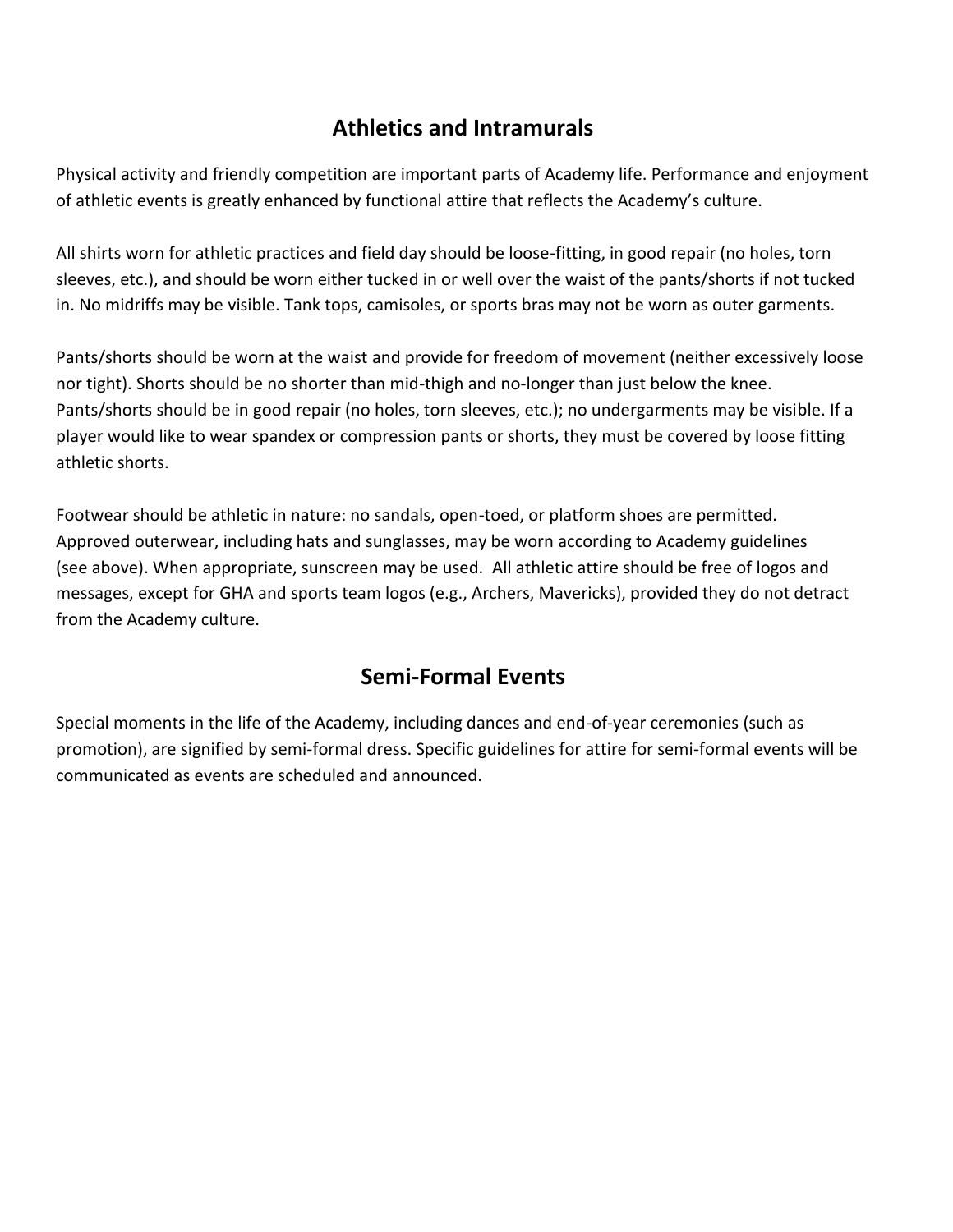## Athletics and Intramurals

Physical activity and friendly competition are important parts of Academy life. Performance and enjoyment of athletic events is greatly enhanced by functional attire that reflects the Academy's culture.

All shirts worn for athletic practices and field day should be loose-fitting, in good repair (no holes, torn sleeves, etc.), and should be worn either tucked in or well over the waist of the pants/shorts if not tucked in. No midriffs may be visible. Tank tops, camisoles, or sports bras may not be worn as outer garments.

Pants/shorts should be worn at the waist and provide for freedom of movement (neither excessively loose nor tight). Shorts should be no shorter than mid-thigh and no-longer than just below the knee. Pants/shorts should be in good repair (no holes, torn sleeves, etc.); no undergarments may be visible. If a player would like to wear spandex or compression pants or shorts, they must be covered by loose fitting athletic shorts.

Footwear should be athletic in nature: no sandals, open-toed, or platform shoes are permitted. Approved outerwear, including hats and sunglasses, may be worn according to Academy guidelines (see above). When appropriate, sunscreen may be used. All athletic attire should be free of logos and messages, except for GHA and sports team logos (e.g., Archers, Mavericks), provided they do not detract from the Academy culture.

## Semi-Formal Events

Special moments in the life of the Academy, including dances and end-of-year ceremonies (such as promotion), are signified by semi-formal dress. Specific guidelines for attire for semi-formal events will be communicated as events are scheduled and announced.